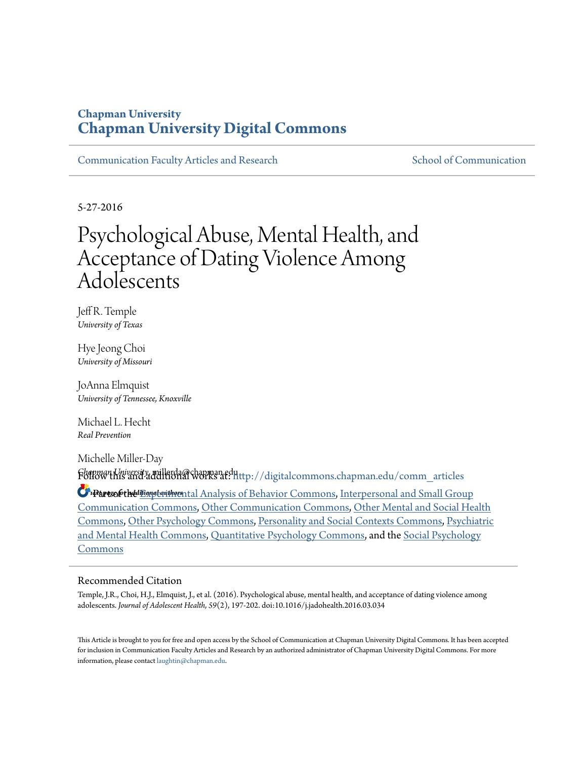Chapman University

# Chapman University Digital Commons

Communication Faculty Articles and Research

School of Communication

5-27-2016

# Psychological Abuse, Mental Health, and Acceptance of Dating Violence Among Adolescents

Jeff R. Temple
*University of Texas*

Hye Jeong Choi
*University of Missouri*

JoAnna Elmquist
*University of Tennessee, Knoxville*

Michael L. Hecht
*Real Prevention*

Michelle Miller-Day
*Chapman University*, millerda@chapman.edu

*See next page for additional authors*

Follow this and additional works at: http://digitalcommons.chapman.edu/comm_articles

Part of the Experimental Analysis of Behavior Commons, Interpersonal and Small Group Communication Commons, Other Communication Commons, Other Mental and Social Health Commons, Other Psychology Commons, Personality and Social Contexts Commons, Psychiatric and Mental Health Commons, Quantitative Psychology Commons, and the Social Psychology Commons

## Recommended Citation

Temple, J.R., Choi, H.J., Elmquist, J., et al. (2016). Psychological abuse, mental health, and acceptance of dating violence among adolescents. *Journal of Adolescent Health, 59*(2), 197-202. doi:10.1016/j.jadohealth.2016.03.034

This Article is brought to you for free and open access by the School of Communication at Chapman University Digital Commons. It has been accepted for inclusion in Communication Faculty Articles and Research by an authorized administrator of Chapman University Digital Commons. For more information, please contact laughtin@chapman.edu.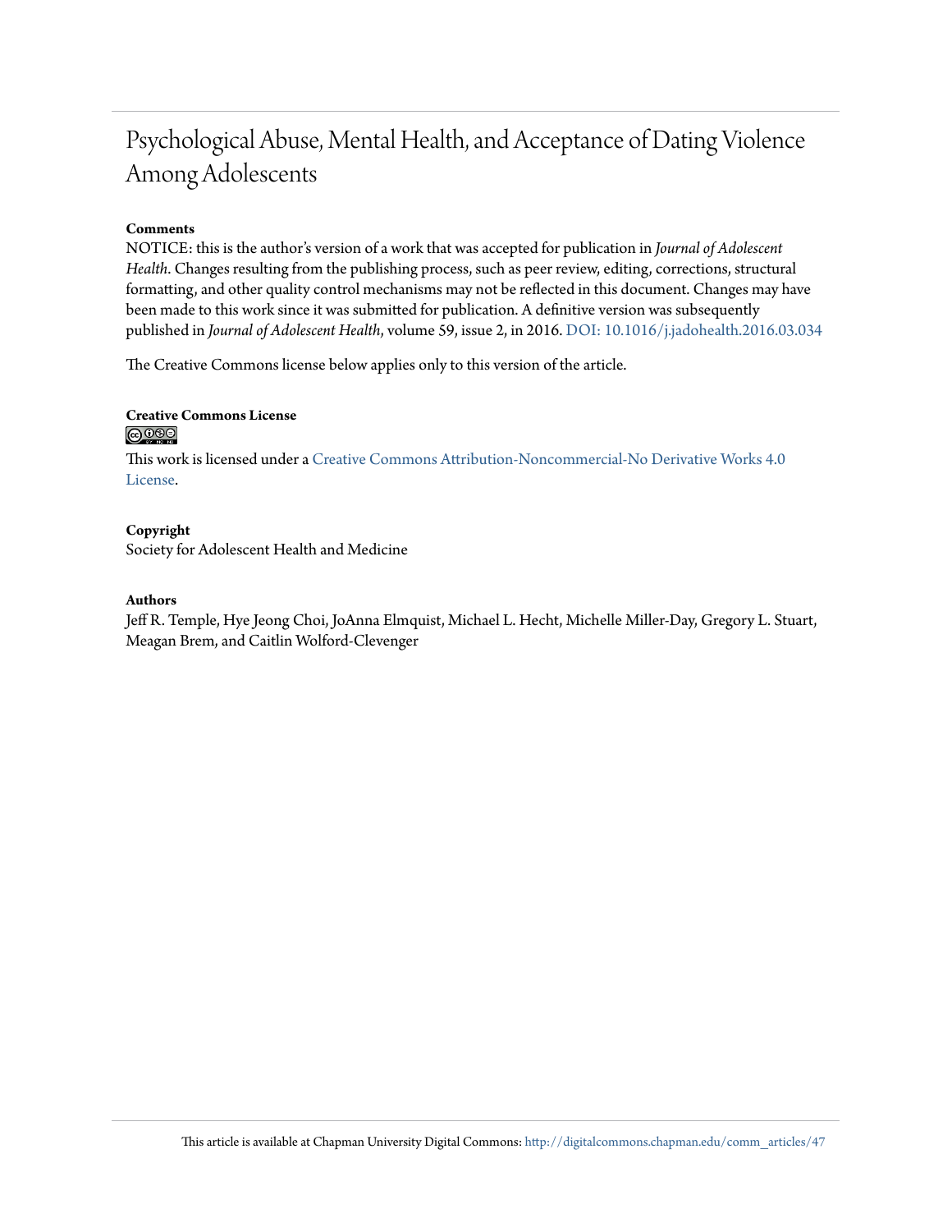# Psychological Abuse, Mental Health, and Acceptance of Dating Violence Among Adolescents

**Comments**

NOTICE: this is the author's version of a work that was accepted for publication in *Journal of Adolescent Health*. Changes resulting from the publishing process, such as peer review, editing, corrections, structural formatting, and other quality control mechanisms may not be reflected in this document. Changes may have been made to this work since it was submitted for publication. A definitive version was subsequently published in *Journal of Adolescent Health*, volume 59, issue 2, in 2016. DOI: 10.1016/j.jadohealth.2016.03.034

The Creative Commons license below applies only to this version of the article.

**Creative Commons License**

This work is licensed under a Creative Commons Attribution-Noncommercial-No Derivative Works 4.0 License.

**Copyright**

Society for Adolescent Health and Medicine

**Authors**

Jeff R. Temple, Hye Jeong Choi, JoAnna Elmquist, Michael L. Hecht, Michelle Miller-Day, Gregory L. Stuart, Meagan Brem, and Caitlin Wolford-Clevenger

This article is available at Chapman University Digital Commons: http://digitalcommons.chapman.edu/comm_articles/47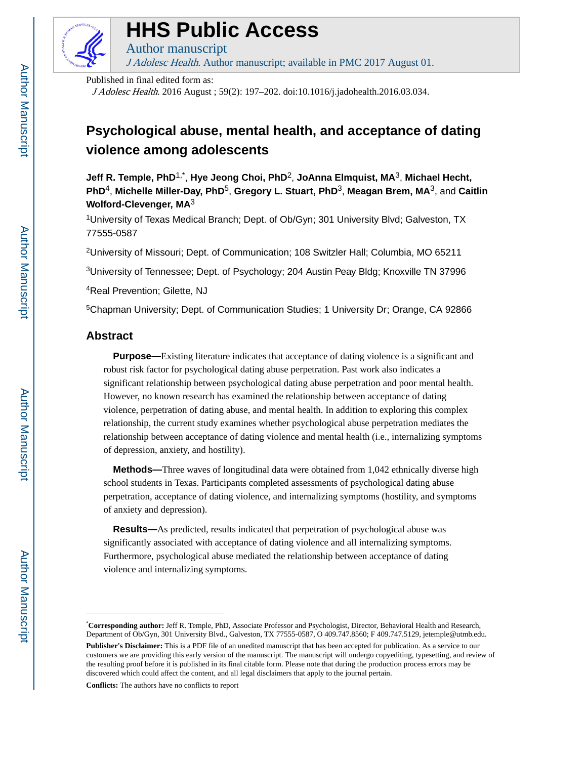# HHS Public Access

Author manuscript

*J Adolesc Health*. Author manuscript; available in PMC 2017 August 01.

Published in final edited form as:

*J Adolesc Health*. 2016 August ; 59(2): 197–202. doi:10.1016/j.jadohealth.2016.03.034.

# Psychological abuse, mental health, and acceptance of dating violence among adolescents

**Jeff R. Temple, PhD**[1,*], **Hye Jeong Choi, PhD**[2], **JoAnna Elmquist, MA**[3], **Michael Hecht, PhD**[4], **Michelle Miller-Day, PhD**[5], **Gregory L. Stuart, PhD**[3], **Meagan Brem, MA**[3], and **Caitlin Wolford-Clevenger, MA**[3]

[1]University of Texas Medical Branch; Dept. of Ob/Gyn; 301 University Blvd; Galveston, TX 77555-0587

[2]University of Missouri; Dept. of Communication; 108 Switzler Hall; Columbia, MO 65211

[3]University of Tennessee; Dept. of Psychology; 204 Austin Peay Bldg; Knoxville TN 37996

[4]Real Prevention; Gilette, NJ

[5]Chapman University; Dept. of Communication Studies; 1 University Dr; Orange, CA 92866

## Abstract

**Purpose—**Existing literature indicates that acceptance of dating violence is a significant and robust risk factor for psychological dating abuse perpetration. Past work also indicates a significant relationship between psychological dating abuse perpetration and poor mental health. However, no known research has examined the relationship between acceptance of dating violence, perpetration of dating abuse, and mental health. In addition to exploring this complex relationship, the current study examines whether psychological abuse perpetration mediates the relationship between acceptance of dating violence and mental health (i.e., internalizing symptoms of depression, anxiety, and hostility).

**Methods—**Three waves of longitudinal data were obtained from 1,042 ethnically diverse high school students in Texas. Participants completed assessments of psychological dating abuse perpetration, acceptance of dating violence, and internalizing symptoms (hostility, and symptoms of anxiety and depression).

**Results—**As predicted, results indicated that perpetration of psychological abuse was significantly associated with acceptance of dating violence and all internalizing symptoms. Furthermore, psychological abuse mediated the relationship between acceptance of dating violence and internalizing symptoms.

---

*__Corresponding author:__ Jeff R. Temple, PhD, Associate Professor and Psychologist, Director, Behavioral Health and Research, Department of Ob/Gyn, 301 University Blvd., Galveston, TX 77555-0587, O 409.747.8560; F 409.747.5129, jetemple@utmb.edu.

**Publisher's Disclaimer:** This is a PDF file of an unedited manuscript that has been accepted for publication. As a service to our customers we are providing this early version of the manuscript. The manuscript will undergo copyediting, typesetting, and review of the resulting proof before it is published in its final citable form. Please note that during the production process errors may be discovered which could affect the content, and all legal disclaimers that apply to the journal pertain.

**Conflicts:** The authors have no conflicts to report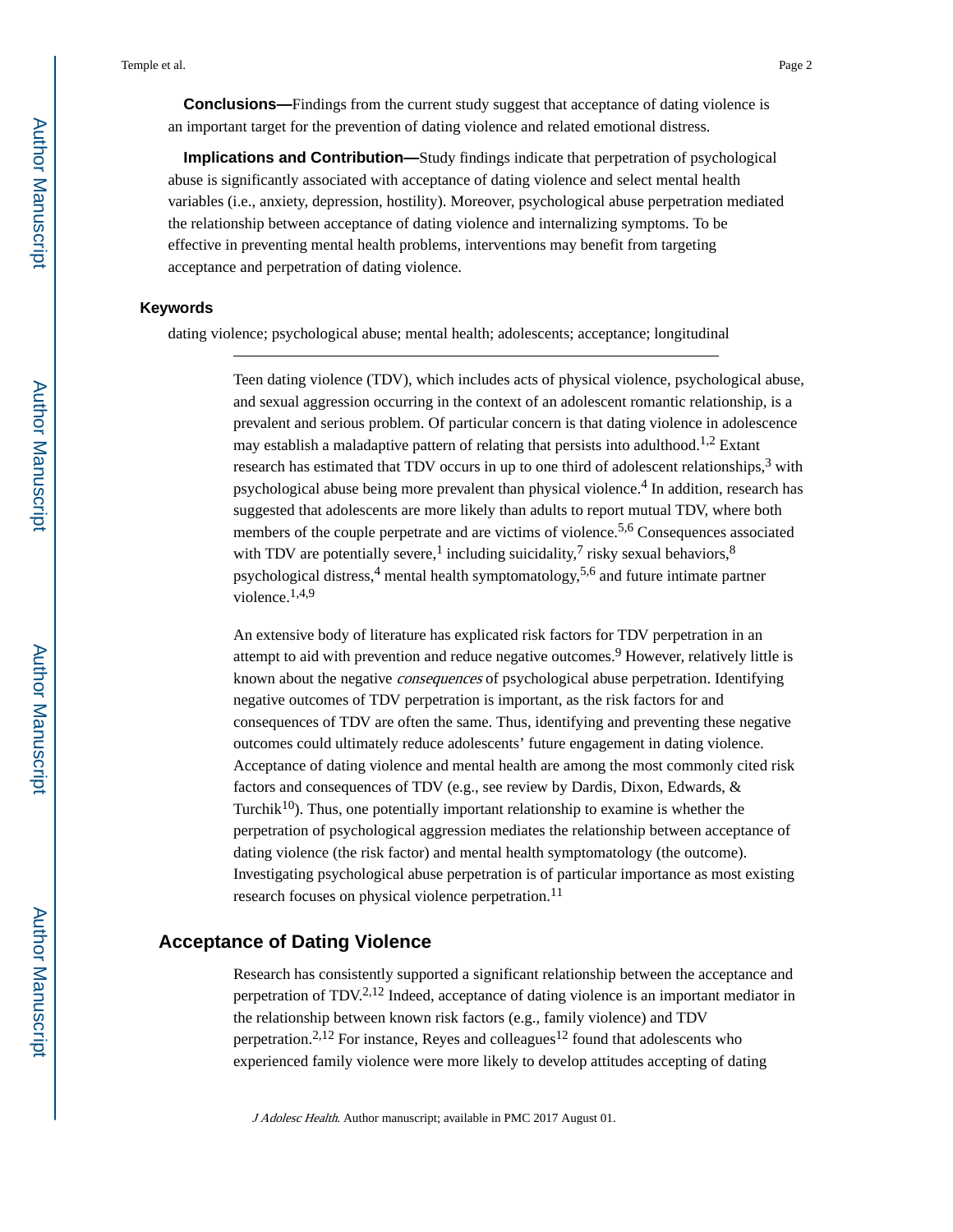**Conclusions—**Findings from the current study suggest that acceptance of dating violence is an important target for the prevention of dating violence and related emotional distress.

**Implications and Contribution—**Study findings indicate that perpetration of psychological abuse is significantly associated with acceptance of dating violence and select mental health variables (i.e., anxiety, depression, hostility). Moreover, psychological abuse perpetration mediated the relationship between acceptance of dating violence and internalizing symptoms. To be effective in preventing mental health problems, interventions may benefit from targeting acceptance and perpetration of dating violence.

### Keywords

dating violence; psychological abuse; mental health; adolescents; acceptance; longitudinal

---

Teen dating violence (TDV), which includes acts of physical violence, psychological abuse, and sexual aggression occurring in the context of an adolescent romantic relationship, is a prevalent and serious problem. Of particular concern is that dating violence in adolescence may establish a maladaptive pattern of relating that persists into adulthood.[1,2] Extant research has estimated that TDV occurs in up to one third of adolescent relationships,[3] with psychological abuse being more prevalent than physical violence.[4] In addition, research has suggested that adolescents are more likely than adults to report mutual TDV, where both members of the couple perpetrate and are victims of violence.[5,6] Consequences associated with TDV are potentially severe,[1] including suicidality,[7] risky sexual behaviors,[8] psychological distress,[4] mental health symptomatology,[5,6] and future intimate partner violence.[1,4,9]

An extensive body of literature has explicated risk factors for TDV perpetration in an attempt to aid with prevention and reduce negative outcomes.[9] However, relatively little is known about the negative *consequences* of psychological abuse perpetration. Identifying negative outcomes of TDV perpetration is important, as the risk factors for and consequences of TDV are often the same. Thus, identifying and preventing these negative outcomes could ultimately reduce adolescents' future engagement in dating violence. Acceptance of dating violence and mental health are among the most commonly cited risk factors and consequences of TDV (e.g., see review by Dardis, Dixon, Edwards, & Turchik[10]). Thus, one potentially important relationship to examine is whether the perpetration of psychological aggression mediates the relationship between acceptance of dating violence (the risk factor) and mental health symptomatology (the outcome). Investigating psychological abuse perpetration is of particular importance as most existing research focuses on physical violence perpetration.[11]

## Acceptance of Dating Violence

Research has consistently supported a significant relationship between the acceptance and perpetration of TDV.[2,12] Indeed, acceptance of dating violence is an important mediator in the relationship between known risk factors (e.g., family violence) and TDV perpetration.[2,12] For instance, Reyes and colleagues[12] found that adolescents who experienced family violence were more likely to develop attitudes accepting of dating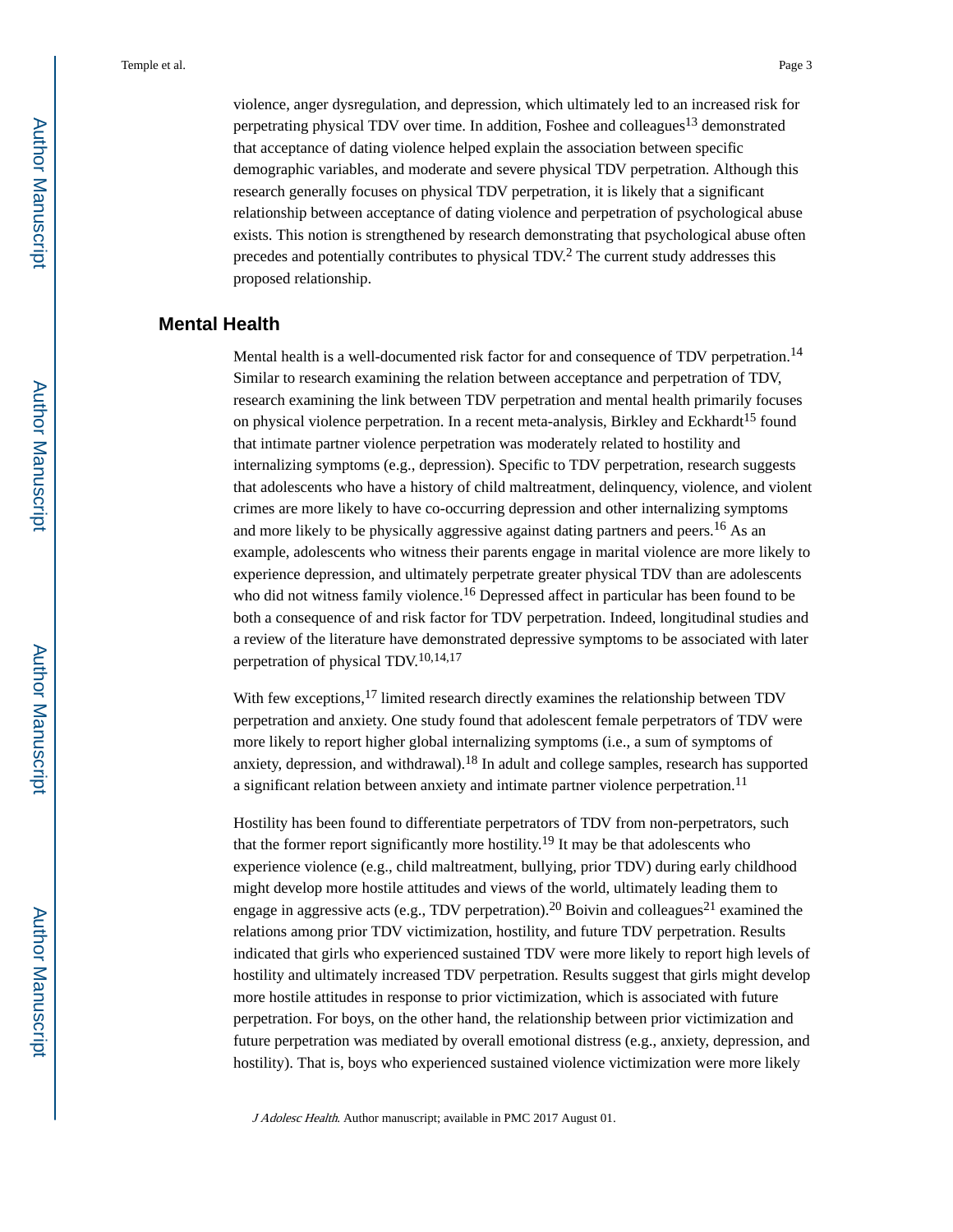violence, anger dysregulation, and depression, which ultimately led to an increased risk for perpetrating physical TDV over time. In addition, Foshee and colleagues[13] demonstrated that acceptance of dating violence helped explain the association between specific demographic variables, and moderate and severe physical TDV perpetration. Although this research generally focuses on physical TDV perpetration, it is likely that a significant relationship between acceptance of dating violence and perpetration of psychological abuse exists. This notion is strengthened by research demonstrating that psychological abuse often precedes and potentially contributes to physical TDV.[2] The current study addresses this proposed relationship.

## Mental Health

Mental health is a well-documented risk factor for and consequence of TDV perpetration.[14] Similar to research examining the relation between acceptance and perpetration of TDV, research examining the link between TDV perpetration and mental health primarily focuses on physical violence perpetration. In a recent meta-analysis, Birkley and Eckhardt[15] found that intimate partner violence perpetration was moderately related to hostility and internalizing symptoms (e.g., depression). Specific to TDV perpetration, research suggests that adolescents who have a history of child maltreatment, delinquency, violence, and violent crimes are more likely to have co-occurring depression and other internalizing symptoms and more likely to be physically aggressive against dating partners and peers.[16] As an example, adolescents who witness their parents engage in marital violence are more likely to experience depression, and ultimately perpetrate greater physical TDV than are adolescents who did not witness family violence.[16] Depressed affect in particular has been found to be both a consequence of and risk factor for TDV perpetration. Indeed, longitudinal studies and a review of the literature have demonstrated depressive symptoms to be associated with later perpetration of physical TDV.[10,14,17]

With few exceptions,[17] limited research directly examines the relationship between TDV perpetration and anxiety. One study found that adolescent female perpetrators of TDV were more likely to report higher global internalizing symptoms (i.e., a sum of symptoms of anxiety, depression, and withdrawal).[18] In adult and college samples, research has supported a significant relation between anxiety and intimate partner violence perpetration.[11]

Hostility has been found to differentiate perpetrators of TDV from non-perpetrators, such that the former report significantly more hostility.[19] It may be that adolescents who experience violence (e.g., child maltreatment, bullying, prior TDV) during early childhood might develop more hostile attitudes and views of the world, ultimately leading them to engage in aggressive acts (e.g., TDV perpetration).[20] Boivin and colleagues[21] examined the relations among prior TDV victimization, hostility, and future TDV perpetration. Results indicated that girls who experienced sustained TDV were more likely to report high levels of hostility and ultimately increased TDV perpetration. Results suggest that girls might develop more hostile attitudes in response to prior victimization, which is associated with future perpetration. For boys, on the other hand, the relationship between prior victimization and future perpetration was mediated by overall emotional distress (e.g., anxiety, depression, and hostility). That is, boys who experienced sustained violence victimization were more likely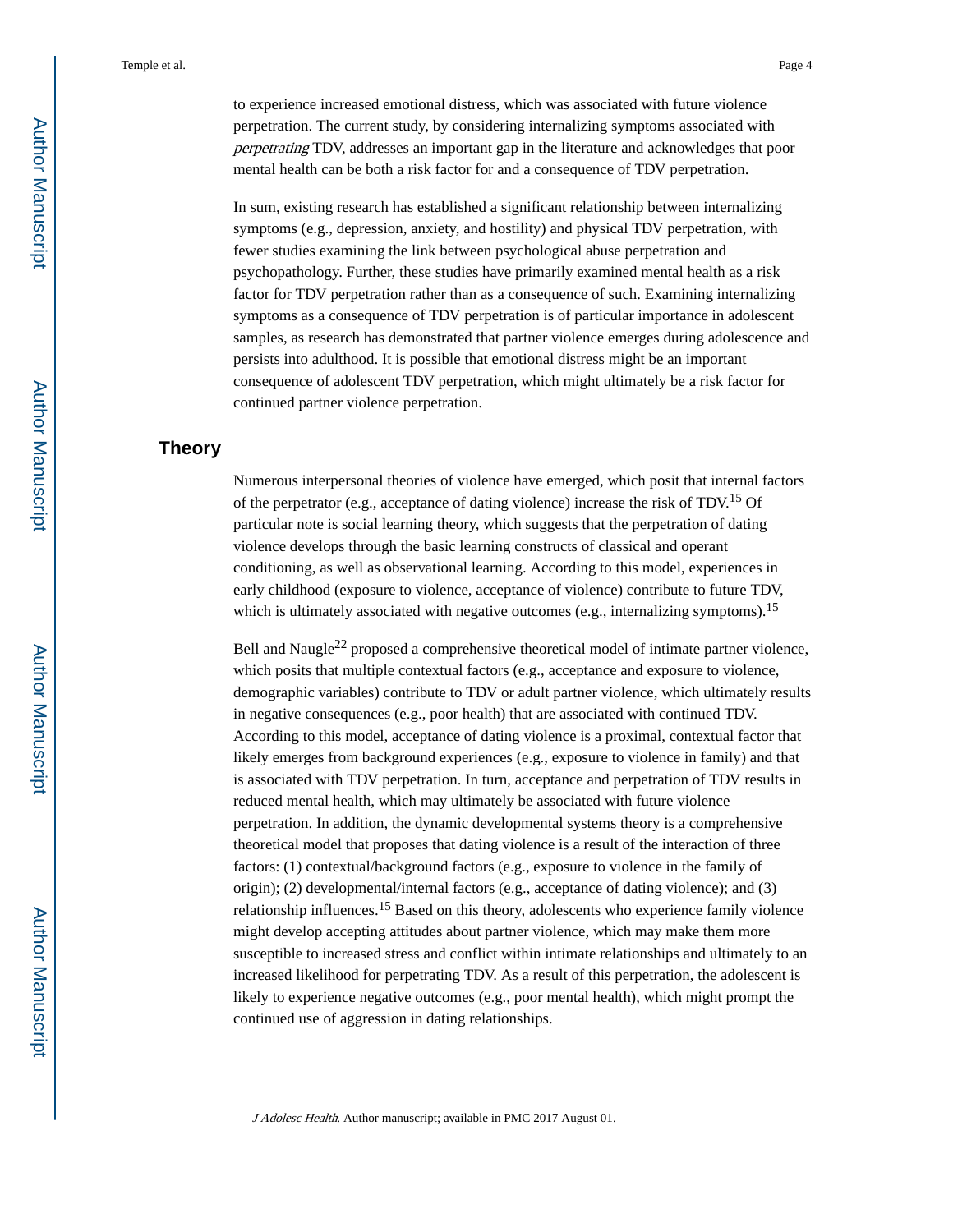to experience increased emotional distress, which was associated with future violence perpetration. The current study, by considering internalizing symptoms associated with *perpetrating* TDV, addresses an important gap in the literature and acknowledges that poor mental health can be both a risk factor for and a consequence of TDV perpetration.

In sum, existing research has established a significant relationship between internalizing symptoms (e.g., depression, anxiety, and hostility) and physical TDV perpetration, with fewer studies examining the link between psychological abuse perpetration and psychopathology. Further, these studies have primarily examined mental health as a risk factor for TDV perpetration rather than as a consequence of such. Examining internalizing symptoms as a consequence of TDV perpetration is of particular importance in adolescent samples, as research has demonstrated that partner violence emerges during adolescence and persists into adulthood. It is possible that emotional distress might be an important consequence of adolescent TDV perpetration, which might ultimately be a risk factor for continued partner violence perpetration.

## Theory

Numerous interpersonal theories of violence have emerged, which posit that internal factors of the perpetrator (e.g., acceptance of dating violence) increase the risk of TDV.[15] Of particular note is social learning theory, which suggests that the perpetration of dating violence develops through the basic learning constructs of classical and operant conditioning, as well as observational learning. According to this model, experiences in early childhood (exposure to violence, acceptance of violence) contribute to future TDV, which is ultimately associated with negative outcomes (e.g., internalizing symptoms).[15]

Bell and Naugle[22] proposed a comprehensive theoretical model of intimate partner violence, which posits that multiple contextual factors (e.g., acceptance and exposure to violence, demographic variables) contribute to TDV or adult partner violence, which ultimately results in negative consequences (e.g., poor health) that are associated with continued TDV. According to this model, acceptance of dating violence is a proximal, contextual factor that likely emerges from background experiences (e.g., exposure to violence in family) and that is associated with TDV perpetration. In turn, acceptance and perpetration of TDV results in reduced mental health, which may ultimately be associated with future violence perpetration. In addition, the dynamic developmental systems theory is a comprehensive theoretical model that proposes that dating violence is a result of the interaction of three factors: (1) contextual/background factors (e.g., exposure to violence in the family of origin); (2) developmental/internal factors (e.g., acceptance of dating violence); and (3) relationship influences.[15] Based on this theory, adolescents who experience family violence might develop accepting attitudes about partner violence, which may make them more susceptible to increased stress and conflict within intimate relationships and ultimately to an increased likelihood for perpetrating TDV. As a result of this perpetration, the adolescent is likely to experience negative outcomes (e.g., poor mental health), which might prompt the continued use of aggression in dating relationships.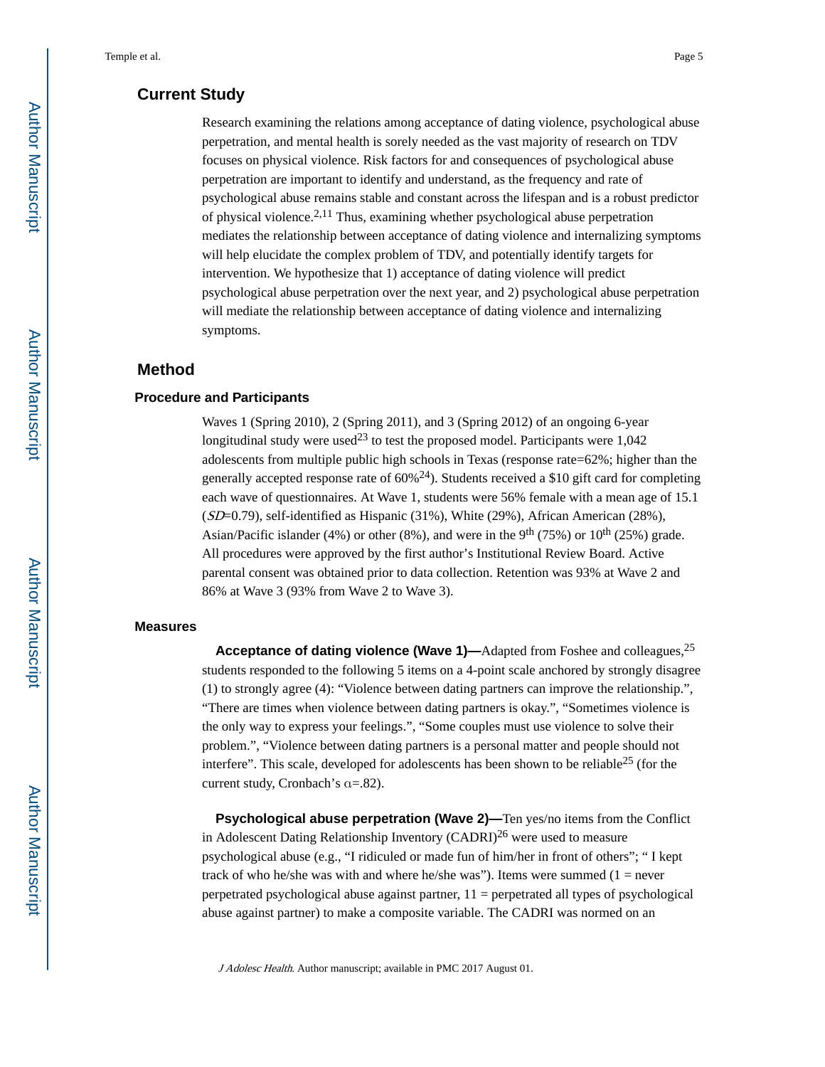## Current Study

Research examining the relations among acceptance of dating violence, psychological abuse perpetration, and mental health is sorely needed as the vast majority of research on TDV focuses on physical violence. Risk factors for and consequences of psychological abuse perpetration are important to identify and understand, as the frequency and rate of psychological abuse remains stable and constant across the lifespan and is a robust predictor of physical violence.[2,11] Thus, examining whether psychological abuse perpetration mediates the relationship between acceptance of dating violence and internalizing symptoms will help elucidate the complex problem of TDV, and potentially identify targets for intervention. We hypothesize that 1) acceptance of dating violence will predict psychological abuse perpetration over the next year, and 2) psychological abuse perpetration will mediate the relationship between acceptance of dating violence and internalizing symptoms.

## Method

### Procedure and Participants

Waves 1 (Spring 2010), 2 (Spring 2011), and 3 (Spring 2012) of an ongoing 6-year longitudinal study were used[23] to test the proposed model. Participants were 1,042 adolescents from multiple public high schools in Texas (response rate=62%; higher than the generally accepted response rate of 60%[24]). Students received a $10 gift card for completing each wave of questionnaires. At Wave 1, students were 56% female with a mean age of 15.1 (*SD*=0.79), self-identified as Hispanic (31%), White (29%), African American (28%), Asian/Pacific islander (4%) or other (8%), and were in the 9$^{th}$ (75%) or 10$^{th}$ (25%) grade. All procedures were approved by the first author's Institutional Review Board. Active parental consent was obtained prior to data collection. Retention was 93% at Wave 2 and 86% at Wave 3 (93% from Wave 2 to Wave 3).

### Measures

**Acceptance of dating violence (Wave 1)—**Adapted from Foshee and colleagues,[25] students responded to the following 5 items on a 4-point scale anchored by strongly disagree (1) to strongly agree (4): "Violence between dating partners can improve the relationship.", "There are times when violence between dating partners is okay.", "Sometimes violence is the only way to express your feelings.", "Some couples must use violence to solve their problem.", "Violence between dating partners is a personal matter and people should not interfere". This scale, developed for adolescents has been shown to be reliable[25] (for the current study, Cronbach's $\alpha$=.82).

**Psychological abuse perpetration (Wave 2)—**Ten yes/no items from the Conflict in Adolescent Dating Relationship Inventory (CADRI)[26] were used to measure psychological abuse (e.g., "I ridiculed or made fun of him/her in front of others"; " I kept track of who he/she was with and where he/she was"). Items were summed (1 = never perpetrated psychological abuse against partner, 11 = perpetrated all types of psychological abuse against partner) to make a composite variable. The CADRI was normed on an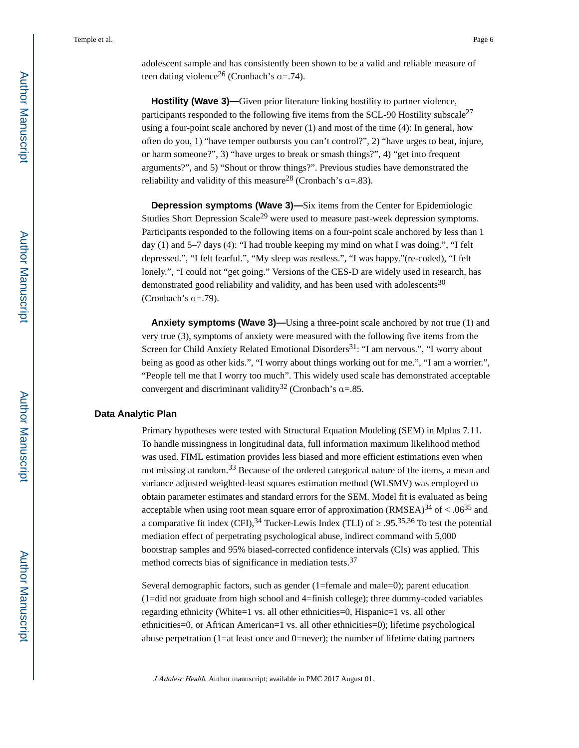adolescent sample and has consistently been shown to be a valid and reliable measure of teen dating violence[26] (Cronbach's α=.74).

**Hostility (Wave 3)—**Given prior literature linking hostility to partner violence, participants responded to the following five items from the SCL-90 Hostility subscale[27] using a four-point scale anchored by never (1) and most of the time (4): In general, how often do you, 1) "have temper outbursts you can't control?", 2) "have urges to beat, injure, or harm someone?", 3) "have urges to break or smash things?", 4) "get into frequent arguments?", and 5) "Shout or throw things?". Previous studies have demonstrated the reliability and validity of this measure[28] (Cronbach's α=.83).

**Depression symptoms (Wave 3)—**Six items from the Center for Epidemiologic Studies Short Depression Scale[29] were used to measure past-week depression symptoms. Participants responded to the following items on a four-point scale anchored by less than 1 day (1) and 5–7 days (4): "I had trouble keeping my mind on what I was doing.", "I felt depressed.", "I felt fearful.", "My sleep was restless.", "I was happy."(re-coded), "I felt lonely.", "I could not "get going." Versions of the CES-D are widely used in research, has demonstrated good reliability and validity, and has been used with adolescents[30] (Cronbach's α=.79).

**Anxiety symptoms (Wave 3)—**Using a three-point scale anchored by not true (1) and very true (3), symptoms of anxiety were measured with the following five items from the Screen for Child Anxiety Related Emotional Disorders[31]: "I am nervous.", "I worry about being as good as other kids.", "I worry about things working out for me.", "I am a worrier.", "People tell me that I worry too much". This widely used scale has demonstrated acceptable convergent and discriminant validity[32] (Cronbach's α=.85.

## Data Analytic Plan

Primary hypotheses were tested with Structural Equation Modeling (SEM) in Mplus 7.11. To handle missingness in longitudinal data, full information maximum likelihood method was used. FIML estimation provides less biased and more efficient estimations even when not missing at random.[33] Because of the ordered categorical nature of the items, a mean and variance adjusted weighted-least squares estimation method (WLSMV) was employed to obtain parameter estimates and standard errors for the SEM. Model fit is evaluated as being acceptable when using root mean square error of approximation (RMSEA)[34] of < .06[35] and a comparative fit index (CFI),[34] Tucker-Lewis Index (TLI) of ≥ .95.[35,36] To test the potential mediation effect of perpetrating psychological abuse, indirect command with 5,000 bootstrap samples and 95% biased-corrected confidence intervals (CIs) was applied. This method corrects bias of significance in mediation tests.[37]

Several demographic factors, such as gender (1=female and male=0); parent education (1=did not graduate from high school and 4=finish college); three dummy-coded variables regarding ethnicity (White=1 vs. all other ethnicities=0, Hispanic=1 vs. all other ethnicities=0, or African American=1 vs. all other ethnicities=0); lifetime psychological abuse perpetration (1=at least once and 0=never); the number of lifetime dating partners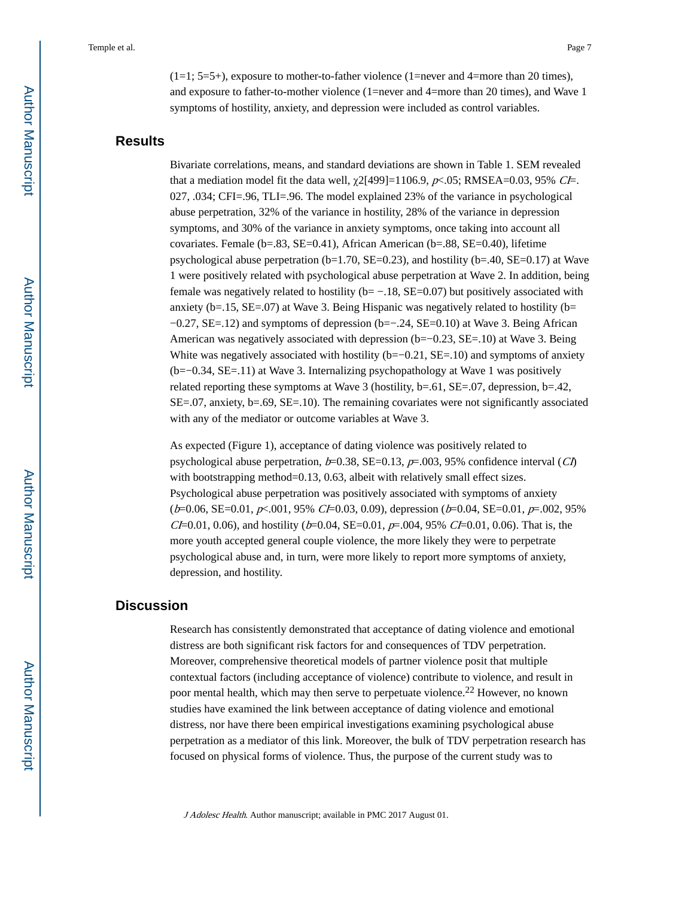(1=1; 5=5+), exposure to mother-to-father violence (1=never and 4=more than 20 times), and exposure to father-to-mother violence (1=never and 4=more than 20 times), and Wave 1 symptoms of hostility, anxiety, and depression were included as control variables.

## Results

Bivariate correlations, means, and standard deviations are shown in Table 1. SEM revealed that a mediation model fit the data well, $\chi 2[499]=1106.9$, $p<.05$; RMSEA=0.03, 95% *CI*=.027, .034; CFI=.96, TLI=.96. The model explained 23% of the variance in psychological abuse perpetration, 32% of the variance in hostility, 28% of the variance in depression symptoms, and 30% of the variance in anxiety symptoms, once taking into account all covariates. Female (b=.83, SE=0.41), African American (b=.88, SE=0.40), lifetime psychological abuse perpetration (b=1.70, SE=0.23), and hostility (b=.40, SE=0.17) at Wave 1 were positively related with psychological abuse perpetration at Wave 2. In addition, being female was negatively related to hostility (b= −.18, SE=0.07) but positively associated with anxiety (b=.15, SE=.07) at Wave 3. Being Hispanic was negatively related to hostility (b=−0.27, SE=.12) and symptoms of depression (b=−.24, SE=0.10) at Wave 3. Being African American was negatively associated with depression (b=−0.23, SE=.10) at Wave 3. Being White was negatively associated with hostility (b=−0.21, SE=.10) and symptoms of anxiety (b=−0.34, SE=.11) at Wave 3. Internalizing psychopathology at Wave 1 was positively related reporting these symptoms at Wave 3 (hostility, b=.61, SE=.07, depression, b=.42, SE=.07, anxiety, b=.69, SE=.10). The remaining covariates were not significantly associated with any of the mediator or outcome variables at Wave 3.

As expected (Figure 1), acceptance of dating violence was positively related to psychological abuse perpetration, $b=0.38$, SE=0.13, $p=.003$, 95% confidence interval (*CI*) with bootstrapping method=0.13, 0.63, albeit with relatively small effect sizes. Psychological abuse perpetration was positively associated with symptoms of anxiety ($b=0.06$, SE=0.01, $p<.001$, 95% *CI*=0.03, 0.09), depression ($b=0.04$, SE=0.01, $p=.002$, 95% *CI*=0.01, 0.06), and hostility ($b=0.04$, SE=0.01, $p=.004$, 95% *CI*=0.01, 0.06). That is, the more youth accepted general couple violence, the more likely they were to perpetrate psychological abuse and, in turn, were more likely to report more symptoms of anxiety, depression, and hostility.

## Discussion

Research has consistently demonstrated that acceptance of dating violence and emotional distress are both significant risk factors for and consequences of TDV perpetration. Moreover, comprehensive theoretical models of partner violence posit that multiple contextual factors (including acceptance of violence) contribute to violence, and result in poor mental health, which may then serve to perpetuate violence.[22] However, no known studies have examined the link between acceptance of dating violence and emotional distress, nor have there been empirical investigations examining psychological abuse perpetration as a mediator of this link. Moreover, the bulk of TDV perpetration research has focused on physical forms of violence. Thus, the purpose of the current study was to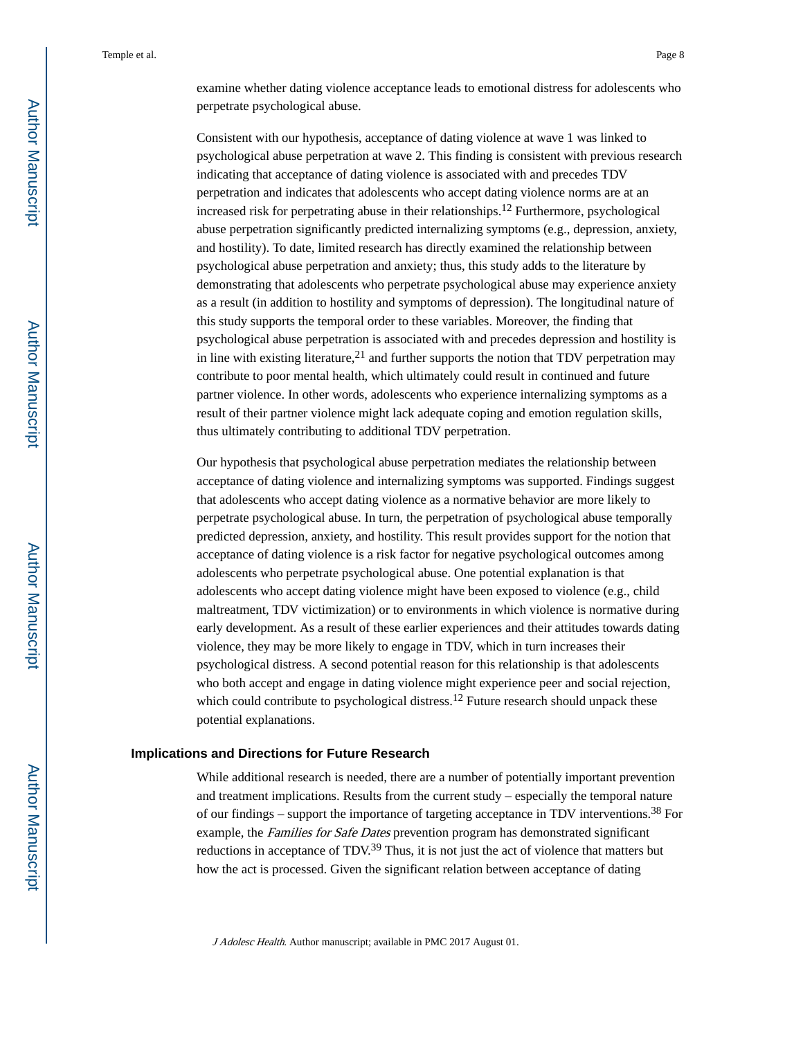examine whether dating violence acceptance leads to emotional distress for adolescents who perpetrate psychological abuse.

Consistent with our hypothesis, acceptance of dating violence at wave 1 was linked to psychological abuse perpetration at wave 2. This finding is consistent with previous research indicating that acceptance of dating violence is associated with and precedes TDV perpetration and indicates that adolescents who accept dating violence norms are at an increased risk for perpetrating abuse in their relationships.[12] Furthermore, psychological abuse perpetration significantly predicted internalizing symptoms (e.g., depression, anxiety, and hostility). To date, limited research has directly examined the relationship between psychological abuse perpetration and anxiety; thus, this study adds to the literature by demonstrating that adolescents who perpetrate psychological abuse may experience anxiety as a result (in addition to hostility and symptoms of depression). The longitudinal nature of this study supports the temporal order to these variables. Moreover, the finding that psychological abuse perpetration is associated with and precedes depression and hostility is in line with existing literature,[21] and further supports the notion that TDV perpetration may contribute to poor mental health, which ultimately could result in continued and future partner violence. In other words, adolescents who experience internalizing symptoms as a result of their partner violence might lack adequate coping and emotion regulation skills, thus ultimately contributing to additional TDV perpetration.

Our hypothesis that psychological abuse perpetration mediates the relationship between acceptance of dating violence and internalizing symptoms was supported. Findings suggest that adolescents who accept dating violence as a normative behavior are more likely to perpetrate psychological abuse. In turn, the perpetration of psychological abuse temporally predicted depression, anxiety, and hostility. This result provides support for the notion that acceptance of dating violence is a risk factor for negative psychological outcomes among adolescents who perpetrate psychological abuse. One potential explanation is that adolescents who accept dating violence might have been exposed to violence (e.g., child maltreatment, TDV victimization) or to environments in which violence is normative during early development. As a result of these earlier experiences and their attitudes towards dating violence, they may be more likely to engage in TDV, which in turn increases their psychological distress. A second potential reason for this relationship is that adolescents who both accept and engage in dating violence might experience peer and social rejection, which could contribute to psychological distress.[12] Future research should unpack these potential explanations.

### Implications and Directions for Future Research

While additional research is needed, there are a number of potentially important prevention and treatment implications. Results from the current study – especially the temporal nature of our findings – support the importance of targeting acceptance in TDV interventions.[38] For example, the *Families for Safe Dates* prevention program has demonstrated significant reductions in acceptance of TDV.[39] Thus, it is not just the act of violence that matters but how the act is processed. Given the significant relation between acceptance of dating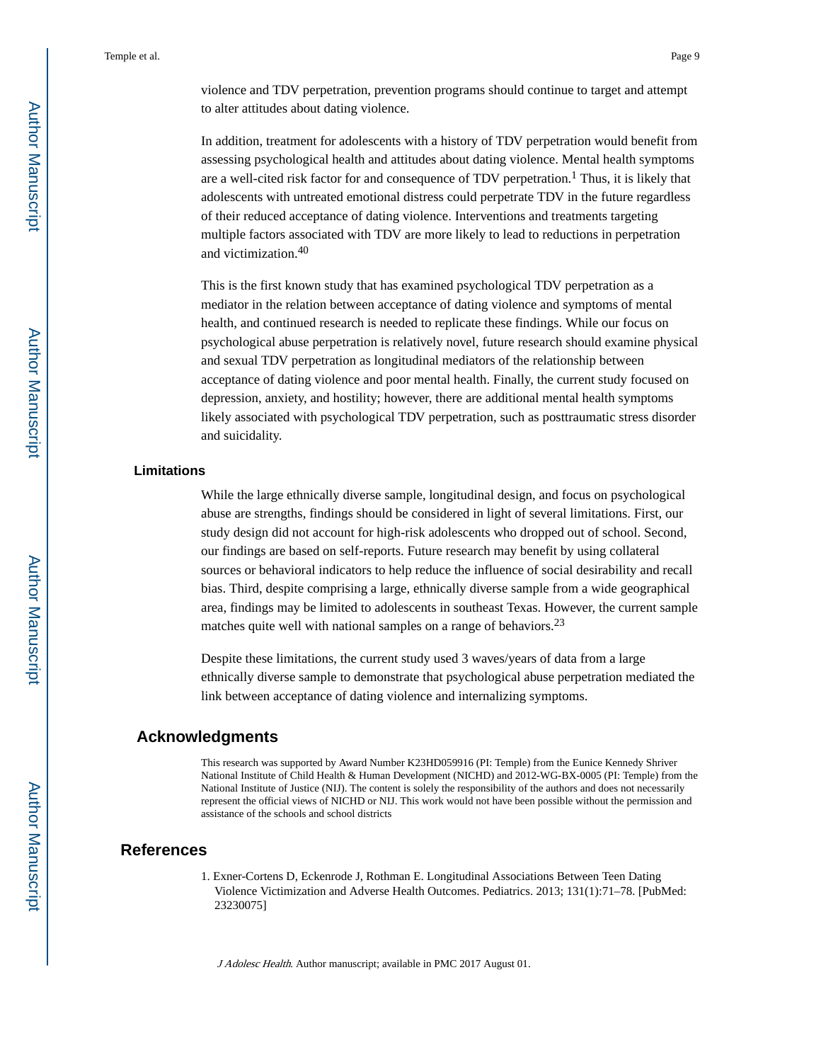violence and TDV perpetration, prevention programs should continue to target and attempt to alter attitudes about dating violence.

In addition, treatment for adolescents with a history of TDV perpetration would benefit from assessing psychological health and attitudes about dating violence. Mental health symptoms are a well-cited risk factor for and consequence of TDV perpetration.[1] Thus, it is likely that adolescents with untreated emotional distress could perpetrate TDV in the future regardless of their reduced acceptance of dating violence. Interventions and treatments targeting multiple factors associated with TDV are more likely to lead to reductions in perpetration and victimization.[40]

This is the first known study that has examined psychological TDV perpetration as a mediator in the relation between acceptance of dating violence and symptoms of mental health, and continued research is needed to replicate these findings. While our focus on psychological abuse perpetration is relatively novel, future research should examine physical and sexual TDV perpetration as longitudinal mediators of the relationship between acceptance of dating violence and poor mental health. Finally, the current study focused on depression, anxiety, and hostility; however, there are additional mental health symptoms likely associated with psychological TDV perpetration, such as posttraumatic stress disorder and suicidality.

### Limitations

While the large ethnically diverse sample, longitudinal design, and focus on psychological abuse are strengths, findings should be considered in light of several limitations. First, our study design did not account for high-risk adolescents who dropped out of school. Second, our findings are based on self-reports. Future research may benefit by using collateral sources or behavioral indicators to help reduce the influence of social desirability and recall bias. Third, despite comprising a large, ethnically diverse sample from a wide geographical area, findings may be limited to adolescents in southeast Texas. However, the current sample matches quite well with national samples on a range of behaviors.[23]

Despite these limitations, the current study used 3 waves/years of data from a large ethnically diverse sample to demonstrate that psychological abuse perpetration mediated the link between acceptance of dating violence and internalizing symptoms.

## Acknowledgments

This research was supported by Award Number K23HD059916 (PI: Temple) from the Eunice Kennedy Shriver National Institute of Child Health & Human Development (NICHD) and 2012-WG-BX-0005 (PI: Temple) from the National Institute of Justice (NIJ). The content is solely the responsibility of the authors and does not necessarily represent the official views of NICHD or NIJ. This work would not have been possible without the permission and assistance of the schools and school districts

## References

1. Exner-Cortens D, Eckenrode J, Rothman E. Longitudinal Associations Between Teen Dating Violence Victimization and Adverse Health Outcomes. Pediatrics. 2013; 131(1):71–78. [PubMed: 23230075]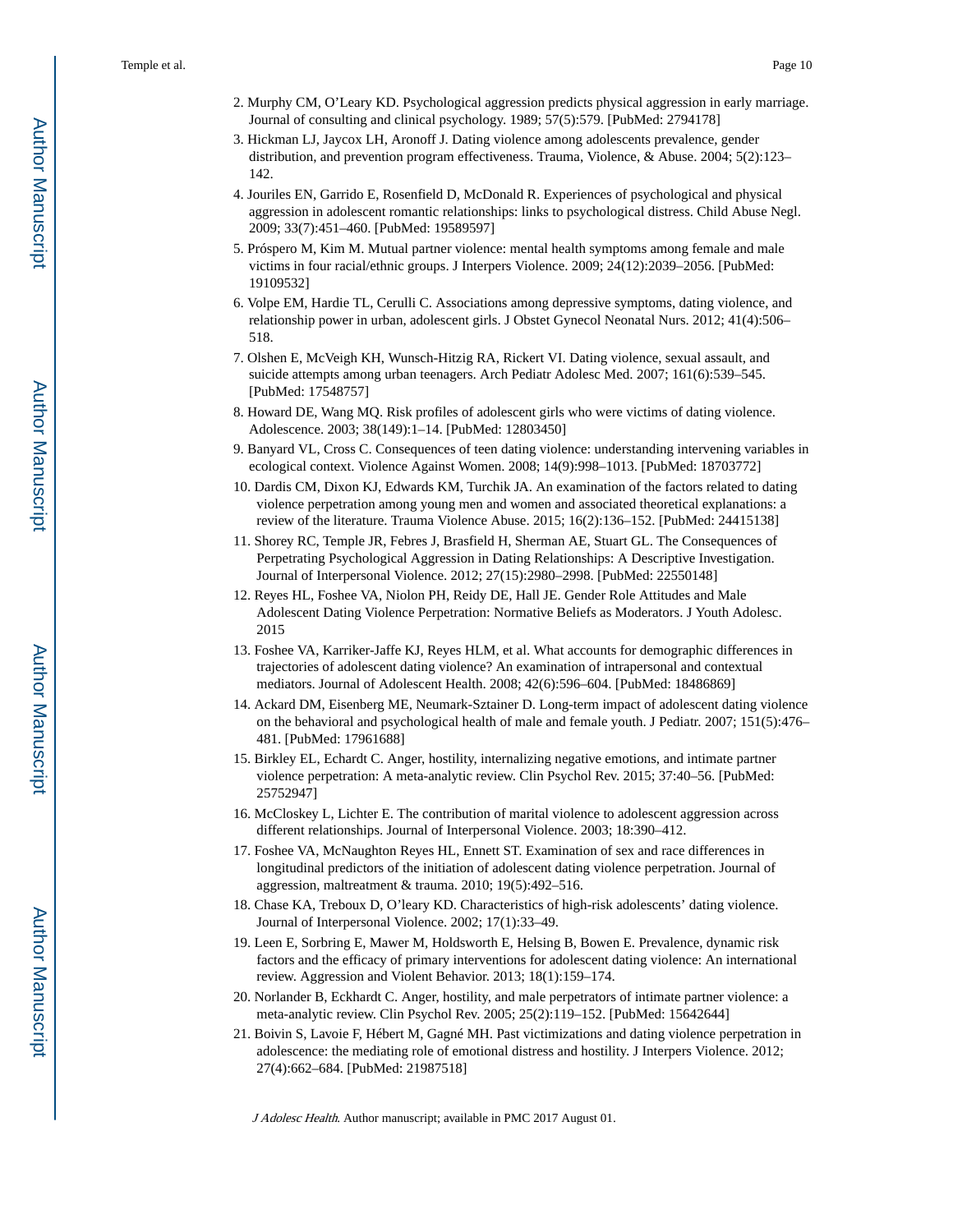2. Murphy CM, O'Leary KD. Psychological aggression predicts physical aggression in early marriage. Journal of consulting and clinical psychology. 1989; 57(5):579. [PubMed: 2794178]
3. Hickman LJ, Jaycox LH, Aronoff J. Dating violence among adolescents prevalence, gender distribution, and prevention program effectiveness. Trauma, Violence, & Abuse. 2004; 5(2):123–142.
4. Jouriles EN, Garrido E, Rosenfield D, McDonald R. Experiences of psychological and physical aggression in adolescent romantic relationships: links to psychological distress. Child Abuse Negl. 2009; 33(7):451–460. [PubMed: 19589597]
5. Próspero M, Kim M. Mutual partner violence: mental health symptoms among female and male victims in four racial/ethnic groups. J Interpers Violence. 2009; 24(12):2039–2056. [PubMed: 19109532]
6. Volpe EM, Hardie TL, Cerulli C. Associations among depressive symptoms, dating violence, and relationship power in urban, adolescent girls. J Obstet Gynecol Neonatal Nurs. 2012; 41(4):506–518.
7. Olshen E, McVeigh KH, Wunsch-Hitzig RA, Rickert VI. Dating violence, sexual assault, and suicide attempts among urban teenagers. Arch Pediatr Adolesc Med. 2007; 161(6):539–545. [PubMed: 17548757]
8. Howard DE, Wang MQ. Risk profiles of adolescent girls who were victims of dating violence. Adolescence. 2003; 38(149):1–14. [PubMed: 12803450]
9. Banyard VL, Cross C. Consequences of teen dating violence: understanding intervening variables in ecological context. Violence Against Women. 2008; 14(9):998–1013. [PubMed: 18703772]
10. Dardis CM, Dixon KJ, Edwards KM, Turchik JA. An examination of the factors related to dating violence perpetration among young men and women and associated theoretical explanations: a review of the literature. Trauma Violence Abuse. 2015; 16(2):136–152. [PubMed: 24415138]
11. Shorey RC, Temple JR, Febres J, Brasfield H, Sherman AE, Stuart GL. The Consequences of Perpetrating Psychological Aggression in Dating Relationships: A Descriptive Investigation. Journal of Interpersonal Violence. 2012; 27(15):2980–2998. [PubMed: 22550148]
12. Reyes HL, Foshee VA, Niolon PH, Reidy DE, Hall JE. Gender Role Attitudes and Male Adolescent Dating Violence Perpetration: Normative Beliefs as Moderators. J Youth Adolesc. 2015
13. Foshee VA, Karriker-Jaffe KJ, Reyes HLM, et al. What accounts for demographic differences in trajectories of adolescent dating violence? An examination of intrapersonal and contextual mediators. Journal of Adolescent Health. 2008; 42(6):596–604. [PubMed: 18486869]
14. Ackard DM, Eisenberg ME, Neumark-Sztainer D. Long-term impact of adolescent dating violence on the behavioral and psychological health of male and female youth. J Pediatr. 2007; 151(5):476–481. [PubMed: 17961688]
15. Birkley EL, Echardt C. Anger, hostility, internalizing negative emotions, and intimate partner violence perpetration: A meta-analytic review. Clin Psychol Rev. 2015; 37:40–56. [PubMed: 25752947]
16. McCloskey L, Lichter E. The contribution of marital violence to adolescent aggression across different relationships. Journal of Interpersonal Violence. 2003; 18:390–412.
17. Foshee VA, McNaughton Reyes HL, Ennett ST. Examination of sex and race differences in longitudinal predictors of the initiation of adolescent dating violence perpetration. Journal of aggression, maltreatment & trauma. 2010; 19(5):492–516.
18. Chase KA, Treboux D, O'leary KD. Characteristics of high-risk adolescents' dating violence. Journal of Interpersonal Violence. 2002; 17(1):33–49.
19. Leen E, Sorbring E, Mawer M, Holdsworth E, Helsing B, Bowen E. Prevalence, dynamic risk factors and the efficacy of primary interventions for adolescent dating violence: An international review. Aggression and Violent Behavior. 2013; 18(1):159–174.
20. Norlander B, Eckhardt C. Anger, hostility, and male perpetrators of intimate partner violence: a meta-analytic review. Clin Psychol Rev. 2005; 25(2):119–152. [PubMed: 15642644]
21. Boivin S, Lavoie F, Hébert M, Gagné MH. Past victimizations and dating violence perpetration in adolescence: the mediating role of emotional distress and hostility. J Interpers Violence. 2012; 27(4):662–684. [PubMed: 21987518]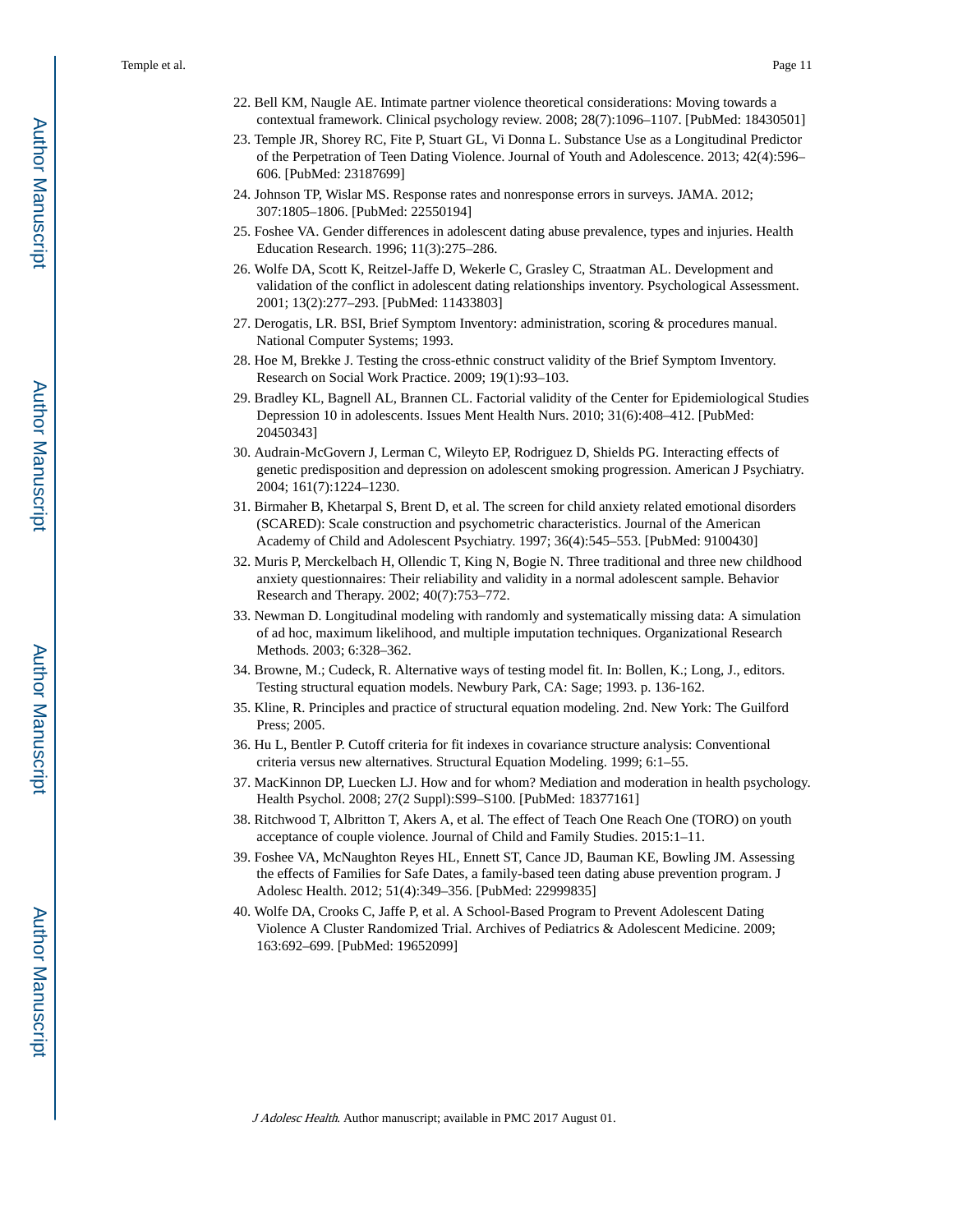22. Bell KM, Naugle AE. Intimate partner violence theoretical considerations: Moving towards a contextual framework. Clinical psychology review. 2008; 28(7):1096–1107. [PubMed: 18430501]
23. Temple JR, Shorey RC, Fite P, Stuart GL, Vi Donna L. Substance Use as a Longitudinal Predictor of the Perpetration of Teen Dating Violence. Journal of Youth and Adolescence. 2013; 42(4):596–606. [PubMed: 23187699]
24. Johnson TP, Wislar MS. Response rates and nonresponse errors in surveys. JAMA. 2012; 307:1805–1806. [PubMed: 22550194]
25. Foshee VA. Gender differences in adolescent dating abuse prevalence, types and injuries. Health Education Research. 1996; 11(3):275–286.
26. Wolfe DA, Scott K, Reitzel-Jaffe D, Wekerle C, Grasley C, Straatman AL. Development and validation of the conflict in adolescent dating relationships inventory. Psychological Assessment. 2001; 13(2):277–293. [PubMed: 11433803]
27. Derogatis, LR. BSI, Brief Symptom Inventory: administration, scoring & procedures manual. National Computer Systems; 1993.
28. Hoe M, Brekke J. Testing the cross-ethnic construct validity of the Brief Symptom Inventory. Research on Social Work Practice. 2009; 19(1):93–103.
29. Bradley KL, Bagnell AL, Brannen CL. Factorial validity of the Center for Epidemiological Studies Depression 10 in adolescents. Issues Ment Health Nurs. 2010; 31(6):408–412. [PubMed: 20450343]
30. Audrain-McGovern J, Lerman C, Wileyto EP, Rodriguez D, Shields PG. Interacting effects of genetic predisposition and depression on adolescent smoking progression. American J Psychiatry. 2004; 161(7):1224–1230.
31. Birmaher B, Khetarpal S, Brent D, et al. The screen for child anxiety related emotional disorders (SCARED): Scale construction and psychometric characteristics. Journal of the American Academy of Child and Adolescent Psychiatry. 1997; 36(4):545–553. [PubMed: 9100430]
32. Muris P, Merckelbach H, Ollendic T, King N, Bogie N. Three traditional and three new childhood anxiety questionnaires: Their reliability and validity in a normal adolescent sample. Behavior Research and Therapy. 2002; 40(7):753–772.
33. Newman D. Longitudinal modeling with randomly and systematically missing data: A simulation of ad hoc, maximum likelihood, and multiple imputation techniques. Organizational Research Methods. 2003; 6:328–362.
34. Browne, M.; Cudeck, R. Alternative ways of testing model fit. In: Bollen, K.; Long, J., editors. Testing structural equation models. Newbury Park, CA: Sage; 1993. p. 136-162.
35. Kline, R. Principles and practice of structural equation modeling. 2nd. New York: The Guilford Press; 2005.
36. Hu L, Bentler P. Cutoff criteria for fit indexes in covariance structure analysis: Conventional criteria versus new alternatives. Structural Equation Modeling. 1999; 6:1–55.
37. MacKinnon DP, Luecken LJ. How and for whom? Mediation and moderation in health psychology. Health Psychol. 2008; 27(2 Suppl):S99–S100. [PubMed: 18377161]
38. Ritchwood T, Albritton T, Akers A, et al. The effect of Teach One Reach One (TORO) on youth acceptance of couple violence. Journal of Child and Family Studies. 2015:1–11.
39. Foshee VA, McNaughton Reyes HL, Ennett ST, Cance JD, Bauman KE, Bowling JM. Assessing the effects of Families for Safe Dates, a family-based teen dating abuse prevention program. J Adolesc Health. 2012; 51(4):349–356. [PubMed: 22999835]
40. Wolfe DA, Crooks C, Jaffe P, et al. A School-Based Program to Prevent Adolescent Dating Violence A Cluster Randomized Trial. Archives of Pediatrics & Adolescent Medicine. 2009; 163:692–699. [PubMed: 19652099]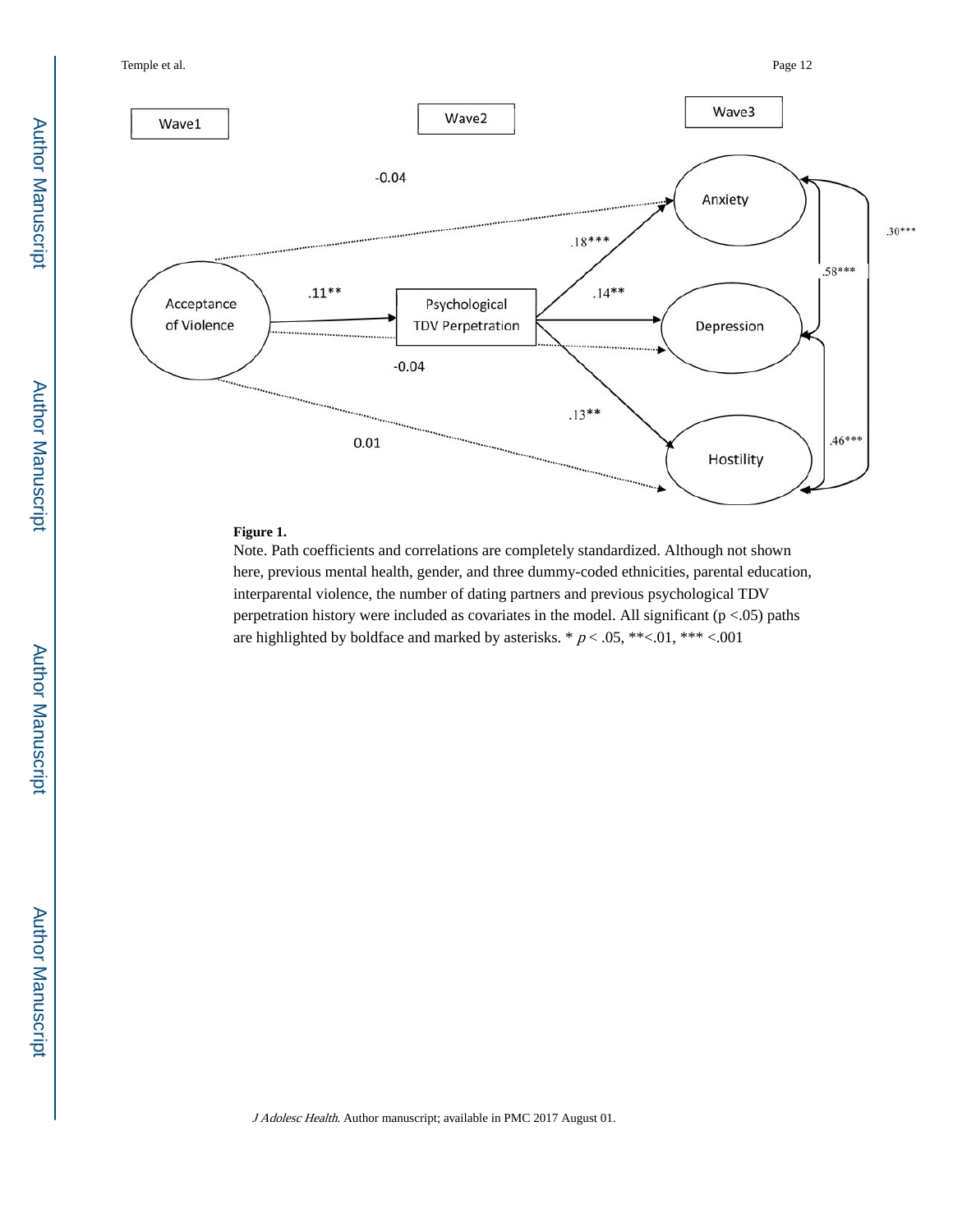**Figure 1.**

Note. Path coefficients and correlations are completely standardized. Although not shown here, previous mental health, gender, and three dummy-coded ethnicities, parental education, interparental violence, the number of dating partners and previous psychological TDV perpetration history were included as covariates in the model. All significant (p <.05) paths are highlighted by boldface and marked by asterisks. * $p < .05$, **<.01, *** <.001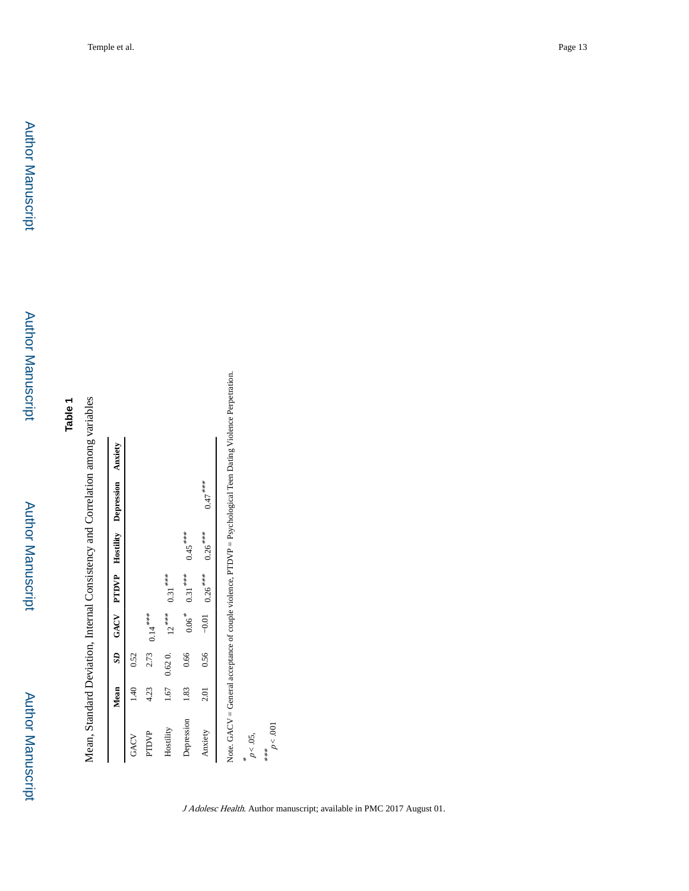**Table 1**

Mean, Standard Deviation, Internal Consistency and Correlation among variables

| | Mean | *SD* | GACV | PTDVP | Hostility | Depression | Anxiety |
|---|---|---|---|---|---|---|---|
| GACV | 1.40 | 0.52 | | | | | |
| PTDVP | 4.23 | 2.73 | 0.14*** | | | | |
| Hostility | 1.67 | 0.62 0. | 12*** | 0.31*** | | | |
| Depression | 1.83 | 0.66 | 0.06* | 0.31*** | 0.45*** | | |
| Anxiety | 2.01 | 0.56 | −0.01 | 0.26*** | 0.26*** | 0.47*** | |

Note. GACV = General acceptance of couple violence, PTDVP = Psychological Teen Dating Violence Perpetration.

\* $p < .05$,

\*\*\* $p < .001$